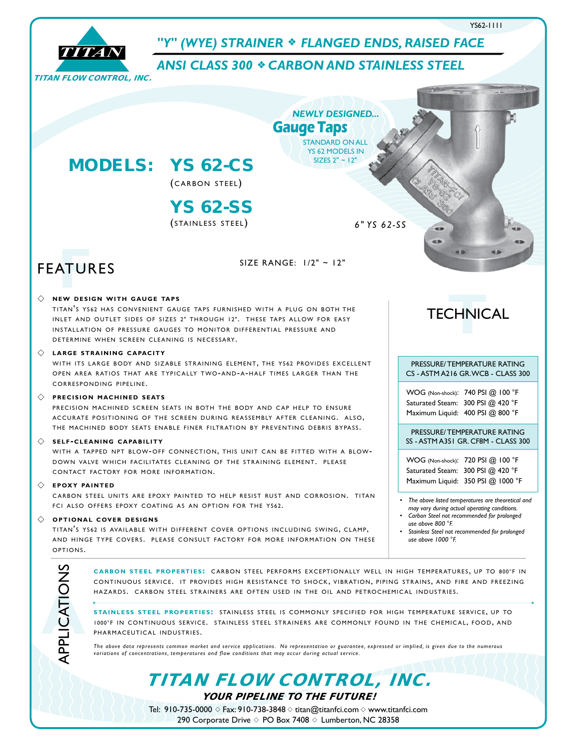YS62-1111

**TITAN FLOW CONTROL, INC.**

# "Y" (WYE) STRAINER ❖ FLANGED ENDS, RAISED FACE

## ANSI CLASS 300 ❖ CARBON AND STAINLESS STEEL

*NEWLY DESIGNED...*
**Gauge Taps**
STANDARD ON ALL YS 62 MODELS IN SIZES 2" ~ 12"

## MODELS: YS 62-CS

(CARBON STEEL)

## YS 62-SS

(STAINLESS STEEL)

*6" YS 62-SS*

SIZE RANGE: 1/2" ~ 12"

## FEATURES

◇ **NEW DESIGN WITH GAUGE TAPS**
TITAN'S YS62 HAS CONVENIENT GAUGE TAPS FURNISHED WITH A PLUG ON BOTH THE INLET AND OUTLET SIDES OF SIZES 2" THROUGH 12". THESE TAPS ALLOW FOR EASY INSTALLATION OF PRESSURE GAUGES TO MONITOR DIFFERENTIAL PRESSURE AND DETERMINE WHEN SCREEN CLEANING IS NECESSARY.

◇ **LARGE STRAINING CAPACITY**
WITH ITS LARGE BODY AND SIZABLE STRAINING ELEMENT, THE YS62 PROVIDES EXCELLENT OPEN AREA RATIOS THAT ARE TYPICALLY TWO-AND-A-HALF TIMES LARGER THAN THE CORRESPONDING PIPELINE.

◇ **PRECISION MACHINED SEATS**
PRECISION MACHINED SCREEN SEATS IN BOTH THE BODY AND CAP HELP TO ENSURE ACCURATE POSITIONING OF THE SCREEN DURING REASSEMBLY AFTER CLEANING. ALSO, THE MACHINED BODY SEATS ENABLE FINER FILTRATION BY PREVENTING DEBRIS BYPASS.

◇ **SELF-CLEANING CAPABILITY**
WITH A TAPPED NPT BLOW-OFF CONNECTION, THIS UNIT CAN BE FITTED WITH A BLOW-DOWN VALVE WHICH FACILITATES CLEANING OF THE STRAINING ELEMENT. PLEASE CONTACT FACTORY FOR MORE INFORMATION.

◇ **EPOXY PAINTED**
CARBON STEEL UNITS ARE EPOXY PAINTED TO HELP RESIST RUST AND CORROSION. TITAN FCI ALSO OFFERS EPOXY COATING AS AN OPTION FOR THE YS62.

◇ **OPTIONAL COVER DESIGNS**
TITAN'S YS62 IS AVAILABLE WITH DIFFERENT COVER OPTIONS INCLUDING SWING, CLAMP, AND HINGE TYPE COVERS. PLEASE CONSULT FACTORY FOR MORE INFORMATION ON THESE OPTIONS.

## TECHNICAL

| PRESSURE/ TEMPERATURE RATING CS - ASTM A216 GR. WCB - CLASS 300 | |
|---|---|
| WOG (Non-shock): | 740 PSI @ 100 °F |
| Saturated Steam: | 300 PSI @ 420 °F |
| Maximum Liquid: | 400 PSI @ 800 °F |

| PRESSURE/ TEMPERATURE RATING SS - ASTM A351 GR. CF8M - CLASS 300 | |
|---|---|
| WOG (Non-shock): | 720 PSI @ 100 °F |
| Saturated Steam: | 300 PSI @ 420 °F |
| Maximum Liquid: | 350 PSI @ 1000 °F |

- *The above listed temperatures are theoretical and may vary during actual operating conditions.*
- *Carbon Steel not recommended for prolonged use above 800 °F.*
- *Stainless Steel not recommended for prolonged use above 1000 °F.*

## APPLICATIONS

**CARBON STEEL PROPERTIES:** CARBON STEEL PERFORMS EXCEPTIONALLY WELL IN HIGH TEMPERATURES, UP TO 800°F IN CONTINUOUS SERVICE. IT PROVIDES HIGH RESISTANCE TO SHOCK, VIBRATION, PIPING STRAINS, AND FIRE AND FREEZING HAZARDS. CARBON STEEL STRAINERS ARE OFTEN USED IN THE OIL AND PETROCHEMICAL INDUSTRIES.

**STAINLESS STEEL PROPERTIES:** STAINLESS STEEL IS COMMONLY SPECIFIED FOR HIGH TEMPERATURE SERVICE, UP TO 1000°F IN CONTINUOUS SERVICE. STAINLESS STEEL STRAINERS ARE COMMONLY FOUND IN THE CHEMICAL, FOOD, AND PHARMACEUTICAL INDUSTRIES.

*The above data represents common market and service applications. No representation or guarantee, expressed or implied, is given due to the numerous variations of concentrations, temperatures and flow conditions that may occur during actual service.*

# TITAN FLOW CONTROL, INC.

**YOUR PIPELINE TO THE FUTURE!**

Tel: 910-735-0000 ◇ Fax: 910-738-3848 ◇ titan@titanfci.com ◇ www.titanfci.com
290 Corporate Drive ◇ PO Box 7408 ◇ Lumberton, NC 28358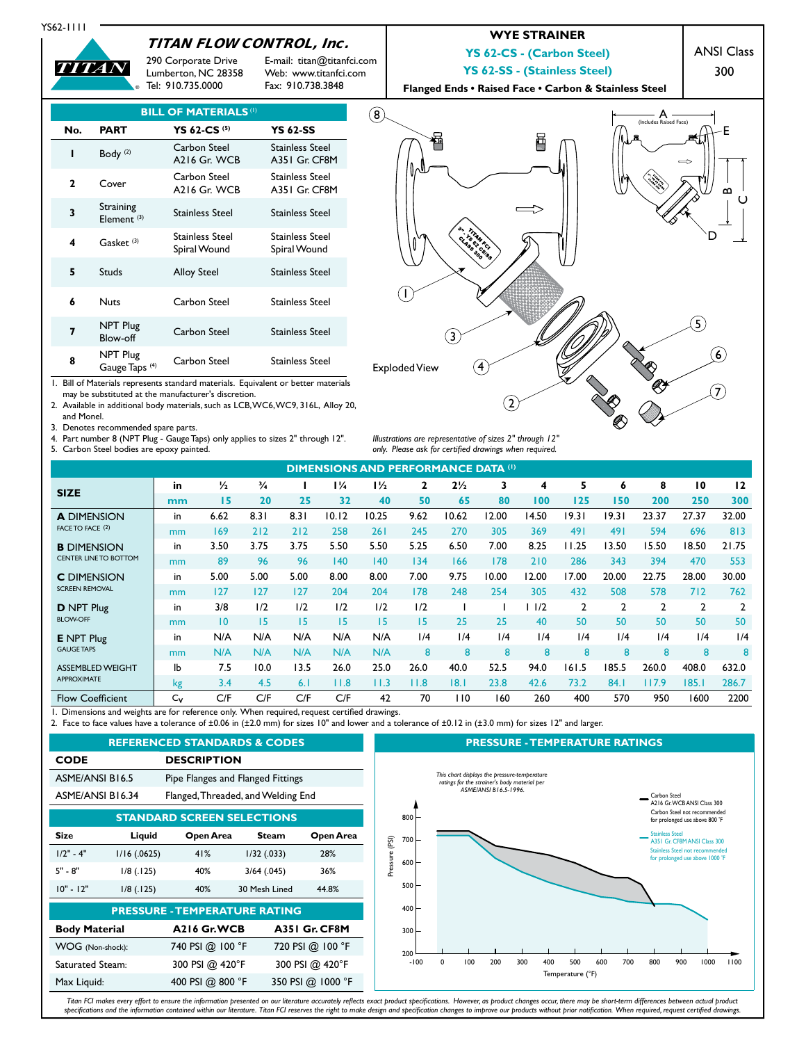YS62-1111

# TITAN FLOW CONTROL, Inc.

290 Corporate Drive
Lumberton, NC 28358
Tel: 910.735.0000

E-mail: titan@titanfci.com
Web: www.titanfci.com
Fax: 910.738.3848

## WYE STRAINER

**YS 62-CS - (Carbon Steel)**
**YS 62-SS - (Stainless Steel)**

**Flanged Ends • Raised Face • Carbon & Stainless Steel**

ANSI Class 300

## BILL OF MATERIALS [1]

| No. | PART | YS 62-CS [5] | YS 62-SS |
|---|---|---|---|
| 1 | Body [2] | Carbon Steel A216 Gr. WCB | Stainless Steel A351 Gr. CF8M |
| 2 | Cover | Carbon Steel A216 Gr. WCB | Stainless Steel A351 Gr. CF8M |
| 3 | Straining Element [3] | Stainless Steel | Stainless Steel |
| 4 | Gasket [3] | Stainless Steel Spiral Wound | Stainless Steel Spiral Wound |
| 5 | Studs | Alloy Steel | Stainless Steel |
| 6 | Nuts | Carbon Steel | Stainless Steel |
| 7 | NPT Plug Blow-off | Carbon Steel | Stainless Steel |
| 8 | NPT Plug Gauge Taps [4] | Carbon Steel | Stainless Steel |

1. Bill of Materials represents standard materials. Equivalent or better materials may be substituted at the manufacturer's discretion.
2. Available in additional body materials, such as LCB, WC6, WC9, 316L, Alloy 20, and Monel.
3. Denotes recommended spare parts.
4. Part number 8 (NPT Plug - Gauge Taps) only applies to sizes 2" through 12".
5. Carbon Steel bodies are epoxy painted.

Exploded View

A (Includes Raised Face)
B
C
D
E

*Illustrations are representative of sizes 2" through 12" only. Please ask for certified drawings when required.*

## DIMENSIONS AND PERFORMANCE DATA [1]

| SIZE | | ½ | ¾ | 1 | 1¼ | 1½ | 2 | 2½ | 3 | 4 | 5 | 6 | 8 | 10 | 12 |
|---|---|---|---|---|---|---|---|---|---|---|---|---|---|---|---|
| | mm | 15 | 20 | 25 | 32 | 40 | 50 | 65 | 80 | 100 | 125 | 150 | 200 | 250 | 300 |
| **A DIMENSION** FACE TO FACE [2] | in | 6.62 | 8.31 | 8.31 | 10.12 | 10.25 | 9.62 | 10.62 | 12.00 | 14.50 | 19.31 | 19.31 | 23.37 | 27.37 | 32.00 |
| | mm | 169 | 212 | 212 | 258 | 261 | 245 | 270 | 305 | 369 | 491 | 491 | 594 | 696 | 813 |
| **B DIMENSION** CENTER LINE TO BOTTOM | in | 3.50 | 3.75 | 3.75 | 5.50 | 5.50 | 5.25 | 6.50 | 7.00 | 8.25 | 11.25 | 13.50 | 15.50 | 18.50 | 21.75 |
| | mm | 89 | 96 | 96 | 140 | 140 | 134 | 166 | 178 | 210 | 286 | 343 | 394 | 470 | 553 |
| **C DIMENSION** SCREEN REMOVAL | in | 5.00 | 5.00 | 5.00 | 8.00 | 8.00 | 7.00 | 9.75 | 10.00 | 12.00 | 17.00 | 20.00 | 22.75 | 28.00 | 30.00 |
| | mm | 127 | 127 | 127 | 204 | 204 | 178 | 248 | 254 | 305 | 432 | 508 | 578 | 712 | 762 |
| **D NPT Plug** BLOW-OFF | in | 3/8 | 1/2 | 1/2 | 1/2 | 1/2 | 1/2 | 1 | 1 | 1 1/2 | 2 | 2 | 2 | 2 | 2 |
| | mm | 10 | 15 | 15 | 15 | 15 | 15 | 25 | 25 | 40 | 50 | 50 | 50 | 50 | 50 |
| **E NPT Plug** GAUGE TAPS | in | N/A | N/A | N/A | N/A | N/A | 1/4 | 1/4 | 1/4 | 1/4 | 1/4 | 1/4 | 1/4 | 1/4 | 1/4 |
| | mm | N/A | N/A | N/A | N/A | N/A | 8 | 8 | 8 | 8 | 8 | 8 | 8 | 8 | 8 |
| ASSEMBLED WEIGHT APPROXIMATE | lb | 7.5 | 10.0 | 13.5 | 26.0 | 25.0 | 26.0 | 40.0 | 52.5 | 94.0 | 161.5 | 185.5 | 260.0 | 408.0 | 632.0 |
| | kg | 3.4 | 4.5 | 6.1 | 11.8 | 11.3 | 11.8 | 18.1 | 23.8 | 42.6 | 73.2 | 84.1 | 117.9 | 185.1 | 286.7 |
| Flow Coefficient | $C_V$ | C/F | C/F | C/F | C/F | 42 | 70 | 110 | 160 | 260 | 400 | 570 | 950 | 1600 | 2200 |

1. Dimensions and weights are for reference only. When required, request certified drawings.
2. Face to face values have a tolerance of ±0.06 in (±2.0 mm) for sizes 10" and lower and a tolerance of ±0.12 in (±3.0 mm) for sizes 12" and larger.

## REFERENCED STANDARDS & CODES

| CODE | DESCRIPTION |
|---|---|
| ASME/ANSI B16.5 | Pipe Flanges and Flanged Fittings |
| ASME/ANSI B16.34 | Flanged, Threaded, and Welding End |

## STANDARD SCREEN SELECTIONS

| Size | Liquid | Open Area | Steam | Open Area |
|---|---|---|---|---|
| 1/2" - 4" | 1/16 (.0625) | 41% | 1/32 (.033) | 28% |
| 5" - 8" | 1/8 (.125) | 40% | 3/64 (.045) | 36% |
| 10" - 12" | 1/8 (.125) | 40% | 30 Mesh Lined | 44.8% |

## PRESSURE - TEMPERATURE RATING

| Body Material | A216 Gr. WCB | A351 Gr. CF8M |
|---|---|---|
| WOG (Non-shock): | 740 PSI @ 100 °F | 720 PSI @ 100 °F |
| Saturated Steam: | 300 PSI @ 420°F | 300 PSI @ 420°F |
| Max Liquid: | 400 PSI @ 800 °F | 350 PSI @ 1000 °F |

## PRESSURE - TEMPERATURE RATINGS

This chart displays the pressure-temperature ratings for the strainer's body material per ASME/ANSI B16.5-1996.

Carbon Steel
A216 Gr. WCB ANSI Class 300
Carbon Steel not recommended for prolonged use above 800 °F

Stainless Steel
A351 Gr. CF8M ANSI Class 300
Stainless Steel not recommended for prolonged use above 1000 °F

Pressure (PSI)
800
700
600
500
400
300
200

-100 0 100 200 300 400 500 600 700 800 900 1000 1100
Temperature (°F)

*Titan FCI makes every effort to ensure the information presented on our literature accurately reflects exact product specifications. However, as product changes occur, there may be short-term differences between actual product specifications and the information contained within our literature. Titan FCI reserves the right to make design and specification changes to improve our products without prior notification. When required, request certified drawings.*